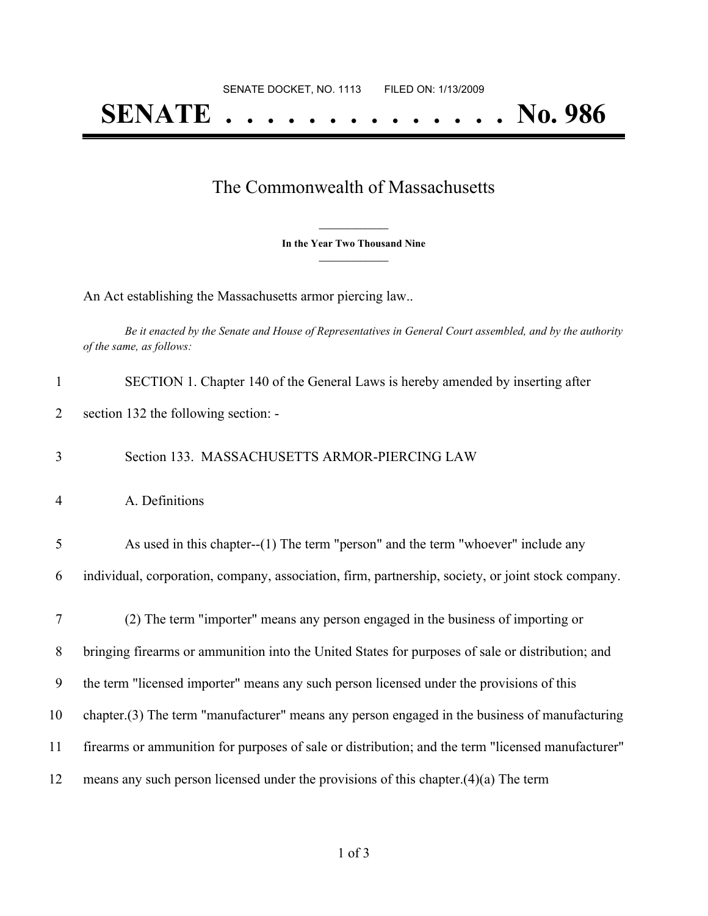SENATE DOCKET, NO. 1113        FILED ON: 1/13/2009

# SENATE . . . . . . . . . . . . . . No. 986

## The Commonwealth of Massachusetts

**In the Year Two Thousand Nine**

An Act establishing the Massachusetts armor piercing law..

*Be it enacted by the Senate and House of Representatives in General Court assembled, and by the authority of the same, as follows:*

SECTION 1. Chapter 140 of the General Laws is hereby amended by inserting after section 132 the following section: -

Section 133. MASSACHUSETTS ARMOR-PIERCING LAW

A. Definitions

As used in this chapter--(1) The term "person" and the term "whoever" include any individual, corporation, company, association, firm, partnership, society, or joint stock company.

(2) The term "importer" means any person engaged in the business of importing or bringing firearms or ammunition into the United States for purposes of sale or distribution; and the term "licensed importer" means any such person licensed under the provisions of this chapter.(3) The term "manufacturer" means any person engaged in the business of manufacturing firearms or ammunition for purposes of sale or distribution; and the term "licensed manufacturer" means any such person licensed under the provisions of this chapter.(4)(a) The term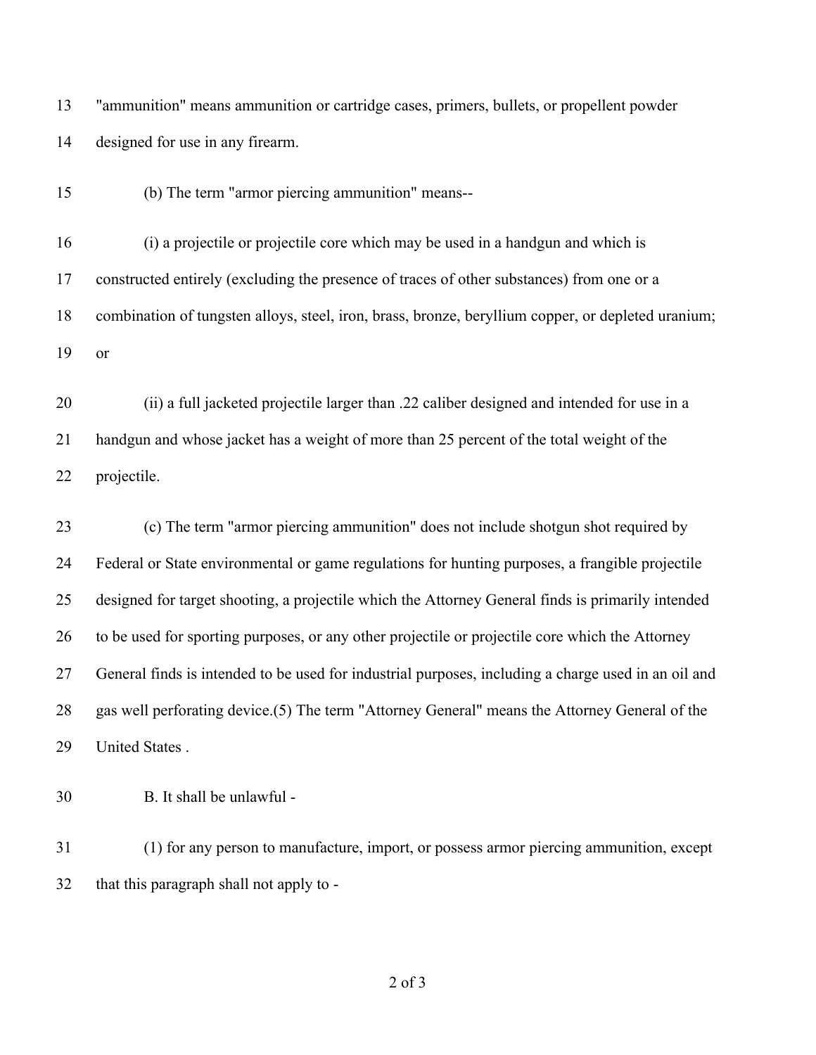"ammunition" means ammunition or cartridge cases, primers, bullets, or propellent powder designed for use in any firearm.

(b) The term "armor piercing ammunition" means--

(i) a projectile or projectile core which may be used in a handgun and which is constructed entirely (excluding the presence of traces of other substances) from one or a combination of tungsten alloys, steel, iron, brass, bronze, beryllium copper, or depleted uranium; or

(ii) a full jacketed projectile larger than .22 caliber designed and intended for use in a handgun and whose jacket has a weight of more than 25 percent of the total weight of the projectile.

(c) The term "armor piercing ammunition" does not include shotgun shot required by Federal or State environmental or game regulations for hunting purposes, a frangible projectile designed for target shooting, a projectile which the Attorney General finds is primarily intended to be used for sporting purposes, or any other projectile or projectile core which the Attorney General finds is intended to be used for industrial purposes, including a charge used in an oil and gas well perforating device.(5) The term "Attorney General" means the Attorney General of the United States .

B. It shall be unlawful -

(1) for any person to manufacture, import, or possess armor piercing ammunition, except that this paragraph shall not apply to -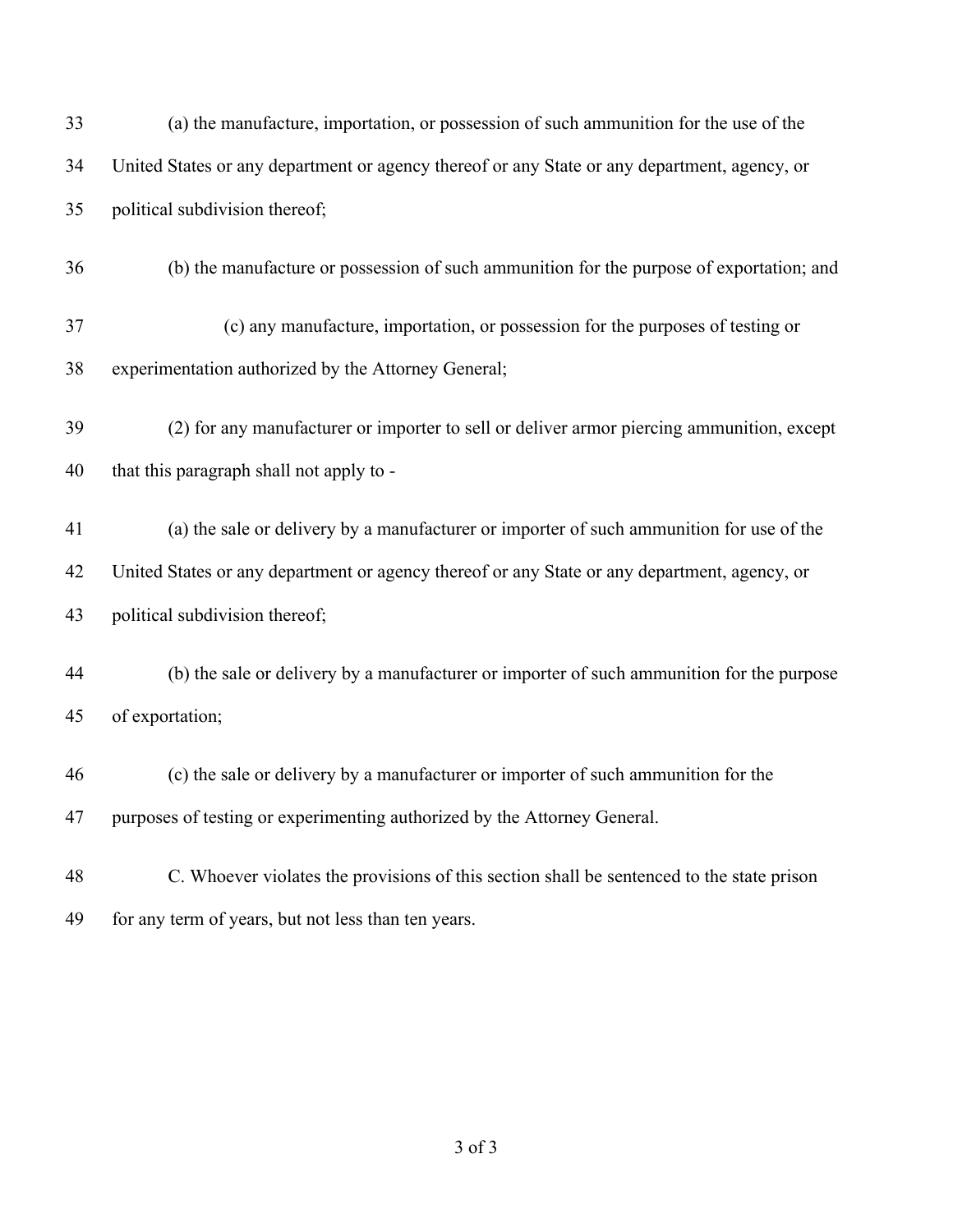(a) the manufacture, importation, or possession of such ammunition for the use of the United States or any department or agency thereof or any State or any department, agency, or political subdivision thereof;

(b) the manufacture or possession of such ammunition for the purpose of exportation; and

(c) any manufacture, importation, or possession for the purposes of testing or experimentation authorized by the Attorney General;

(2) for any manufacturer or importer to sell or deliver armor piercing ammunition, except that this paragraph shall not apply to -

(a) the sale or delivery by a manufacturer or importer of such ammunition for use of the United States or any department or agency thereof or any State or any department, agency, or political subdivision thereof;

(b) the sale or delivery by a manufacturer or importer of such ammunition for the purpose of exportation;

(c) the sale or delivery by a manufacturer or importer of such ammunition for the purposes of testing or experimenting authorized by the Attorney General.

C. Whoever violates the provisions of this section shall be sentenced to the state prison for any term of years, but not less than ten years.